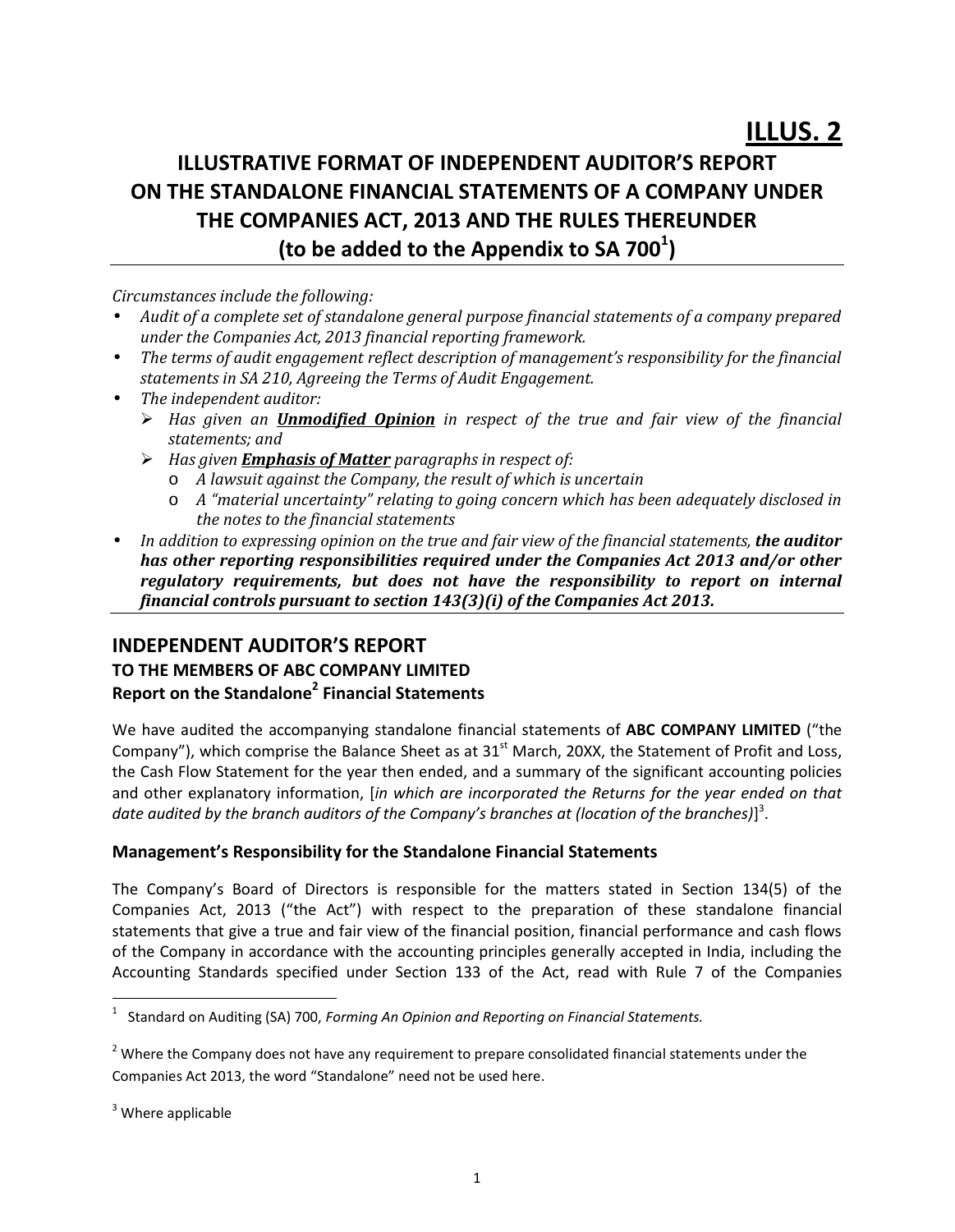# ILLUS. 2

## ILLUSTRATIVE FORMAT OF INDEPENDENT AUDITOR'S REPORT ON THE STANDALONE FINANCIAL STATEMENTS OF A COMPANY UNDER THE COMPANIES ACT, 2013 AND THE RULES THEREUNDER (to be added to the Appendix to SA 700[1])

*Circumstances include the following:*

- *Audit of a complete set of standalone general purpose financial statements of a company prepared under the Companies Act, 2013 financial reporting framework.*
- *The terms of audit engagement reflect description of management's responsibility for the financial statements in SA 210, Agreeing the Terms of Audit Engagement.*
- *The independent auditor:*
  - *Has given an **Unmodified Opinion** in respect of the true and fair view of the financial statements; and*
  - *Has given **Emphasis of Matter** paragraphs in respect of:*
    - *A lawsuit against the Company, the result of which is uncertain*
    - *A "material uncertainty" relating to going concern which has been adequately disclosed in the notes to the financial statements*
- *In addition to expressing opinion on the true and fair view of the financial statements, **the auditor has other reporting responsibilities required under the Companies Act 2013 and/or other regulatory requirements, but does not have the responsibility to report on internal financial controls pursuant to section 143(3)(i) of the Companies Act 2013.***

## INDEPENDENT AUDITOR'S REPORT

### TO THE MEMBERS OF ABC COMPANY LIMITED

### Report on the Standalone[2] Financial Statements

We have audited the accompanying standalone financial statements of **ABC COMPANY LIMITED** ("the Company"), which comprise the Balance Sheet as at 31st March, 20XX, the Statement of Profit and Loss, the Cash Flow Statement for the year then ended, and a summary of the significant accounting policies and other explanatory information, [*in which are incorporated the Returns for the year ended on that date audited by the branch auditors of the Company's branches at (location of the branches)*][3].

### Management's Responsibility for the Standalone Financial Statements

The Company's Board of Directors is responsible for the matters stated in Section 134(5) of the Companies Act, 2013 ("the Act") with respect to the preparation of these standalone financial statements that give a true and fair view of the financial position, financial performance and cash flows of the Company in accordance with the accounting principles generally accepted in India, including the Accounting Standards specified under Section 133 of the Act, read with Rule 7 of the Companies

---

[1] Standard on Auditing (SA) 700, *Forming An Opinion and Reporting on Financial Statements.*

[2] Where the Company does not have any requirement to prepare consolidated financial statements under the Companies Act 2013, the word "Standalone" need not be used here.

[3] Where applicable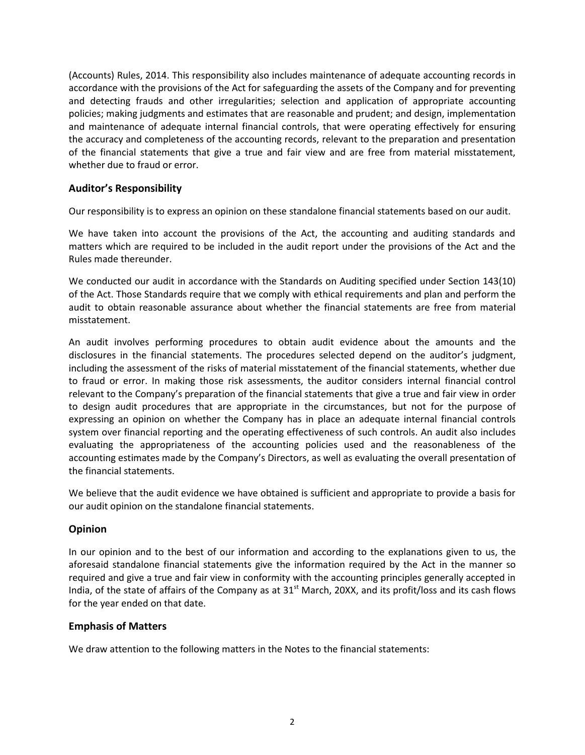(Accounts) Rules, 2014. This responsibility also includes maintenance of adequate accounting records in accordance with the provisions of the Act for safeguarding the assets of the Company and for preventing and detecting frauds and other irregularities; selection and application of appropriate accounting policies; making judgments and estimates that are reasonable and prudent; and design, implementation and maintenance of adequate internal financial controls, that were operating effectively for ensuring the accuracy and completeness of the accounting records, relevant to the preparation and presentation of the financial statements that give a true and fair view and are free from material misstatement, whether due to fraud or error.

## Auditor's Responsibility

Our responsibility is to express an opinion on these standalone financial statements based on our audit.

We have taken into account the provisions of the Act, the accounting and auditing standards and matters which are required to be included in the audit report under the provisions of the Act and the Rules made thereunder.

We conducted our audit in accordance with the Standards on Auditing specified under Section 143(10) of the Act. Those Standards require that we comply with ethical requirements and plan and perform the audit to obtain reasonable assurance about whether the financial statements are free from material misstatement.

An audit involves performing procedures to obtain audit evidence about the amounts and the disclosures in the financial statements. The procedures selected depend on the auditor's judgment, including the assessment of the risks of material misstatement of the financial statements, whether due to fraud or error. In making those risk assessments, the auditor considers internal financial control relevant to the Company's preparation of the financial statements that give a true and fair view in order to design audit procedures that are appropriate in the circumstances, but not for the purpose of expressing an opinion on whether the Company has in place an adequate internal financial controls system over financial reporting and the operating effectiveness of such controls. An audit also includes evaluating the appropriateness of the accounting policies used and the reasonableness of the accounting estimates made by the Company's Directors, as well as evaluating the overall presentation of the financial statements.

We believe that the audit evidence we have obtained is sufficient and appropriate to provide a basis for our audit opinion on the standalone financial statements.

## Opinion

In our opinion and to the best of our information and according to the explanations given to us, the aforesaid standalone financial statements give the information required by the Act in the manner so required and give a true and fair view in conformity with the accounting principles generally accepted in India, of the state of affairs of the Company as at 31st March, 20XX, and its profit/loss and its cash flows for the year ended on that date.

## Emphasis of Matters

We draw attention to the following matters in the Notes to the financial statements: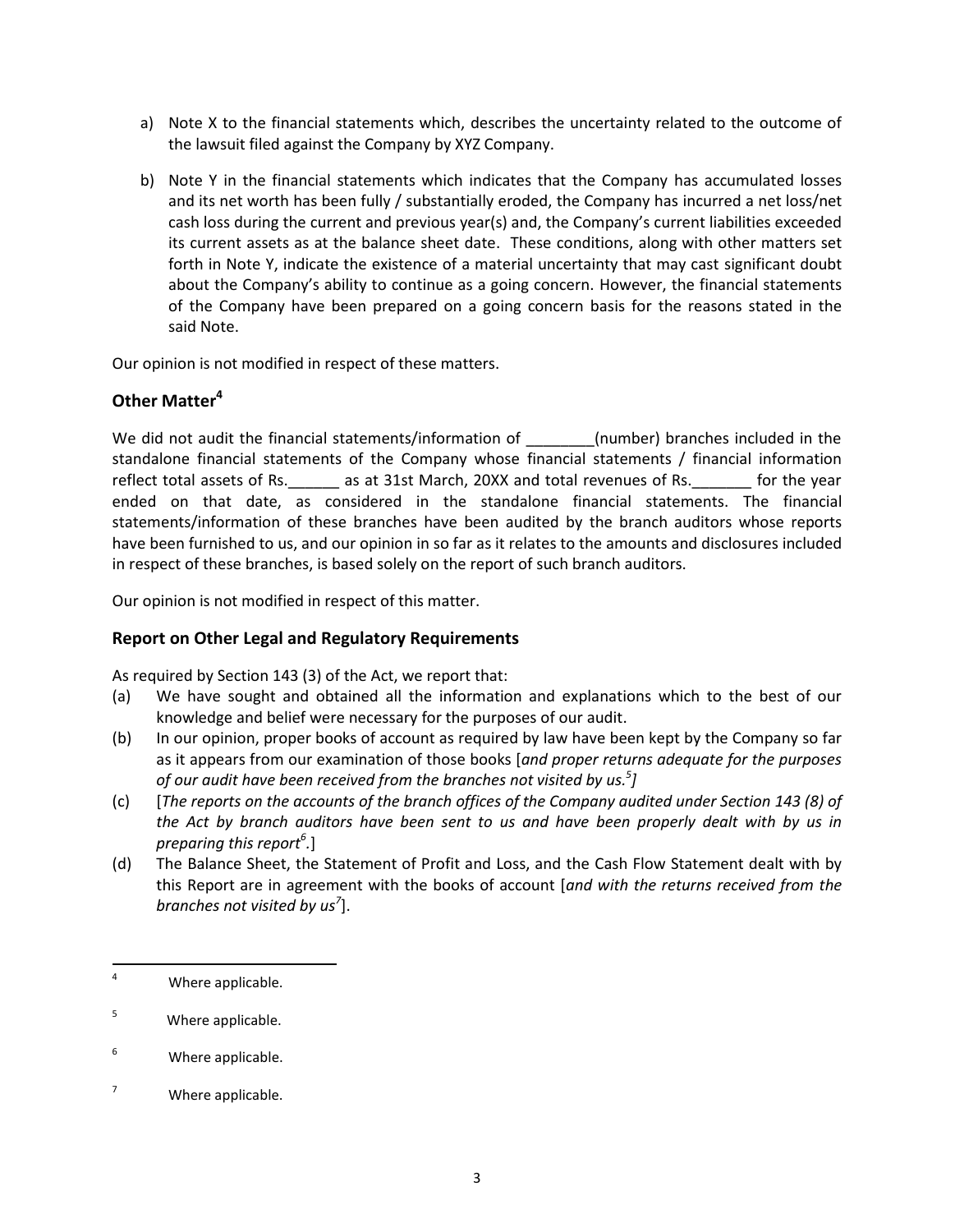a) Note X to the financial statements which, describes the uncertainty related to the outcome of the lawsuit filed against the Company by XYZ Company.

b) Note Y in the financial statements which indicates that the Company has accumulated losses and its net worth has been fully / substantially eroded, the Company has incurred a net loss/net cash loss during the current and previous year(s) and, the Company's current liabilities exceeded its current assets as at the balance sheet date. These conditions, along with other matters set forth in Note Y, indicate the existence of a material uncertainty that may cast significant doubt about the Company's ability to continue as a going concern. However, the financial statements of the Company have been prepared on a going concern basis for the reasons stated in the said Note.

Our opinion is not modified in respect of these matters.

## Other Matter[4]

We did not audit the financial statements/information of ________(number) branches included in the standalone financial statements of the Company whose financial statements / financial information reflect total assets of Rs.______ as at 31st March, 20XX and total revenues of Rs._______ for the year ended on that date, as considered in the standalone financial statements. The financial statements/information of these branches have been audited by the branch auditors whose reports have been furnished to us, and our opinion in so far as it relates to the amounts and disclosures included in respect of these branches, is based solely on the report of such branch auditors.

Our opinion is not modified in respect of this matter.

## Report on Other Legal and Regulatory Requirements

As required by Section 143 (3) of the Act, we report that:

(a) We have sought and obtained all the information and explanations which to the best of our knowledge and belief were necessary for the purposes of our audit.

(b) In our opinion, proper books of account as required by law have been kept by the Company so far as it appears from our examination of those books [*and proper returns adequate for the purposes of our audit have been received from the branches not visited by us.*[5]]

(c) [*The reports on the accounts of the branch offices of the Company audited under Section 143 (8) of the Act by branch auditors have been sent to us and have been properly dealt with by us in preparing this report*[6].]

(d) The Balance Sheet, the Statement of Profit and Loss, and the Cash Flow Statement dealt with by this Report are in agreement with the books of account [*and with the returns received from the branches not visited by us*[7]].

---

[4] Where applicable.

[5] Where applicable.

[6] Where applicable.

[7] Where applicable.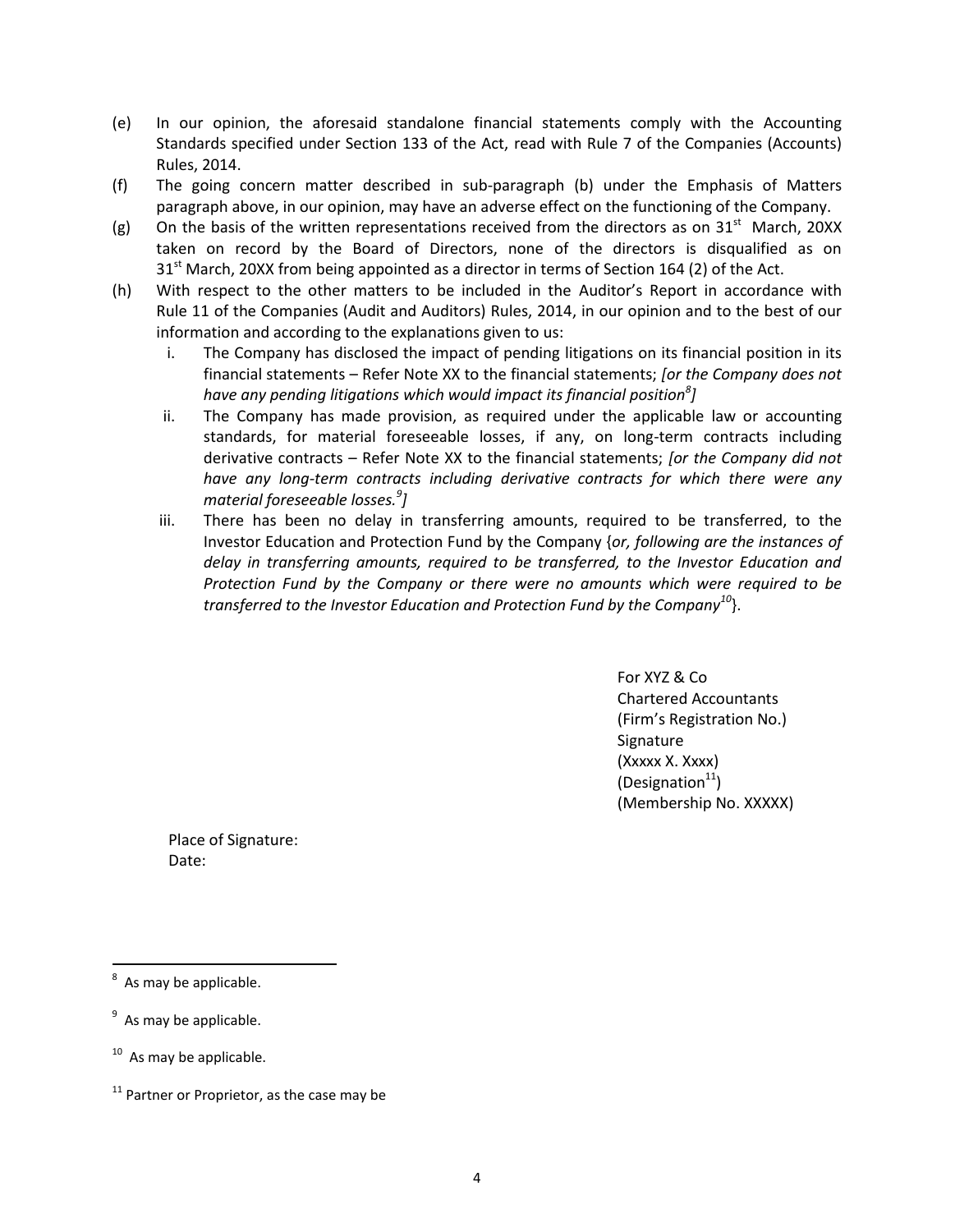(e) In our opinion, the aforesaid standalone financial statements comply with the Accounting Standards specified under Section 133 of the Act, read with Rule 7 of the Companies (Accounts) Rules, 2014.

(f) The going concern matter described in sub-paragraph (b) under the Emphasis of Matters paragraph above, in our opinion, may have an adverse effect on the functioning of the Company.

(g) On the basis of the written representations received from the directors as on 31st March, 20XX taken on record by the Board of Directors, none of the directors is disqualified as on 31st March, 20XX from being appointed as a director in terms of Section 164 (2) of the Act.

(h) With respect to the other matters to be included in the Auditor's Report in accordance with Rule 11 of the Companies (Audit and Auditors) Rules, 2014, in our opinion and to the best of our information and according to the explanations given to us:

   i. The Company has disclosed the impact of pending litigations on its financial position in its financial statements – Refer Note XX to the financial statements; *[or the Company does not have any pending litigations which would impact its financial position[8]]*

   ii. The Company has made provision, as required under the applicable law or accounting standards, for material foreseeable losses, if any, on long-term contracts including derivative contracts – Refer Note XX to the financial statements; *[or the Company did not have any long-term contracts including derivative contracts for which there were any material foreseeable losses.[9]]*

   iii. There has been no delay in transferring amounts, required to be transferred, to the Investor Education and Protection Fund by the Company {*or, following are the instances of delay in transferring amounts, required to be transferred, to the Investor Education and Protection Fund by the Company or there were no amounts which were required to be transferred to the Investor Education and Protection Fund by the Company[10]*}.

For XYZ & Co
Chartered Accountants
(Firm's Registration No.)
Signature
(Xxxxx X. Xxxx)
(Designation[11])
(Membership No. XXXXX)

Place of Signature:
Date:

---

[8] As may be applicable.

[9] As may be applicable.

[10] As may be applicable.

[11] Partner or Proprietor, as the case may be